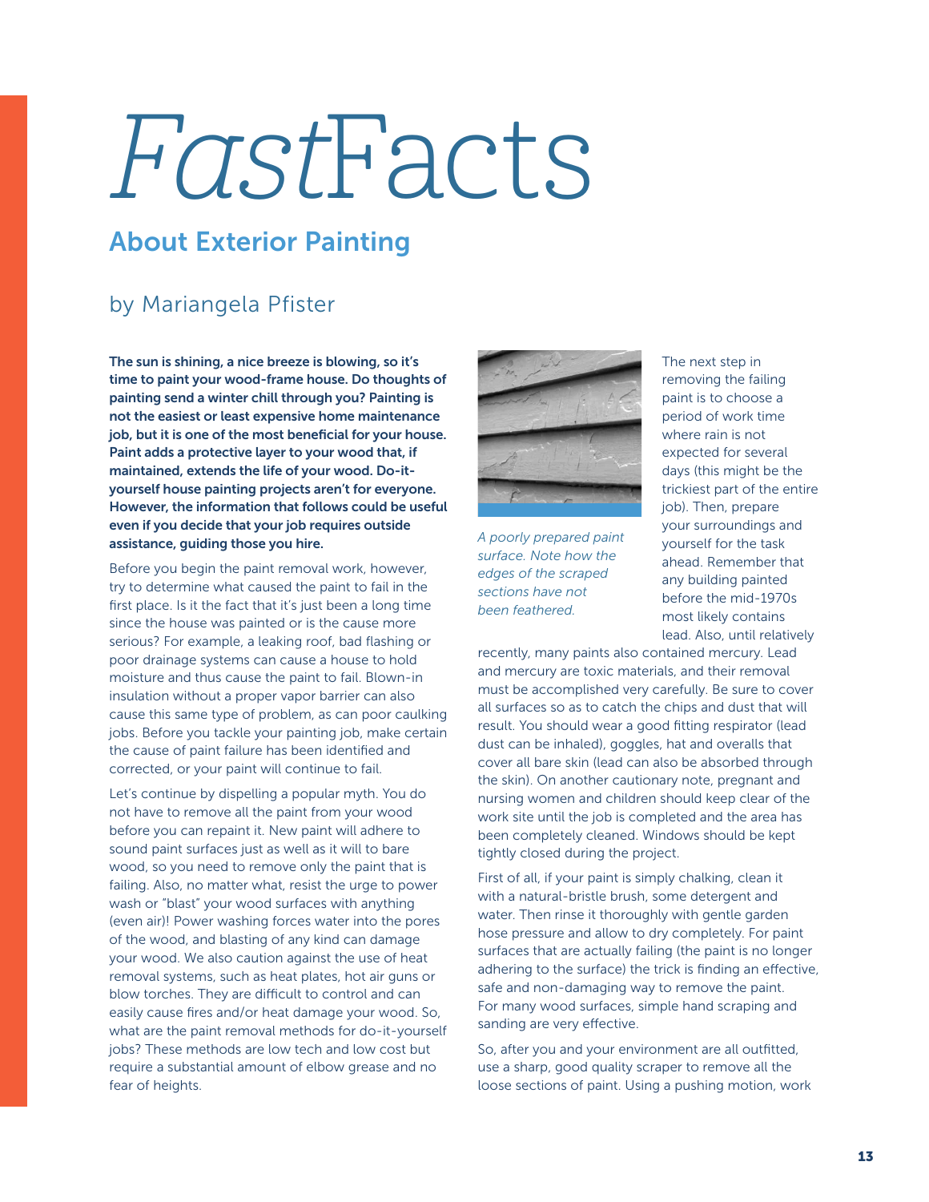# *Fast*Facts

## About Exterior Painting

by Mariangela Pfister

**The sun is shining, a nice breeze is blowing, so it's time to paint your wood-frame house. Do thoughts of painting send a winter chill through you? Painting is not the easiest or least expensive home maintenance job, but it is one of the most beneficial for your house. Paint adds a protective layer to your wood that, if maintained, extends the life of your wood. Do-it-yourself house painting projects aren't for everyone. However, the information that follows could be useful even if you decide that your job requires outside assistance, guiding those you hire.**

Before you begin the paint removal work, however, try to determine what caused the paint to fail in the first place. Is it the fact that it's just been a long time since the house was painted or is the cause more serious? For example, a leaking roof, bad flashing or poor drainage systems can cause a house to hold moisture and thus cause the paint to fail. Blown-in insulation without a proper vapor barrier can also cause this same type of problem, as can poor caulking jobs. Before you tackle your painting job, make certain the cause of paint failure has been identified and corrected, or your paint will continue to fail.

Let's continue by dispelling a popular myth. You do not have to remove all the paint from your wood before you can repaint it. New paint will adhere to sound paint surfaces just as well as it will to bare wood, so you need to remove only the paint that is failing. Also, no matter what, resist the urge to power wash or "blast" your wood surfaces with anything (even air)! Power washing forces water into the pores of the wood, and blasting of any kind can damage your wood. We also caution against the use of heat removal systems, such as heat plates, hot air guns or blow torches. They are difficult to control and can easily cause fires and/or heat damage your wood. So, what are the paint removal methods for do-it-yourself jobs? These methods are low tech and low cost but require a substantial amount of elbow grease and no fear of heights.

*A poorly prepared paint surface. Note how the edges of the scraped sections have not been feathered.*

The next step in removing the failing paint is to choose a period of work time where rain is not expected for several days (this might be the trickiest part of the entire job). Then, prepare your surroundings and yourself for the task ahead. Remember that any building painted before the mid-1970s most likely contains lead. Also, until relatively recently, many paints also contained mercury. Lead and mercury are toxic materials, and their removal must be accomplished very carefully. Be sure to cover all surfaces so as to catch the chips and dust that will result. You should wear a good fitting respirator (lead dust can be inhaled), goggles, hat and overalls that cover all bare skin (lead can also be absorbed through the skin). On another cautionary note, pregnant and nursing women and children should keep clear of the work site until the job is completed and the area has been completely cleaned. Windows should be kept tightly closed during the project.

First of all, if your paint is simply chalking, clean it with a natural-bristle brush, some detergent and water. Then rinse it thoroughly with gentle garden hose pressure and allow to dry completely. For paint surfaces that are actually failing (the paint is no longer adhering to the surface) the trick is finding an effective, safe and non-damaging way to remove the paint. For many wood surfaces, simple hand scraping and sanding are very effective.

So, after you and your environment are all outfitted, use a sharp, good quality scraper to remove all the loose sections of paint. Using a pushing motion, work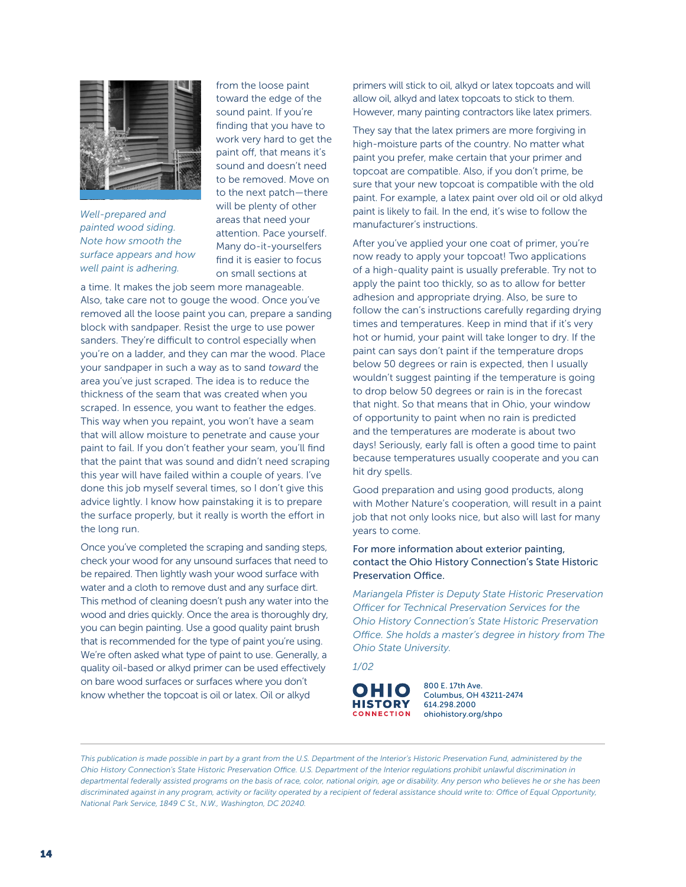*Well-prepared and painted wood siding. Note how smooth the surface appears and how well paint is adhering.*

from the loose paint toward the edge of the sound paint. If you're finding that you have to work very hard to get the paint off, that means it's sound and doesn't need to be removed. Move on to the next patch—there will be plenty of other areas that need your attention. Pace yourself. Many do-it-yourselfers find it is easier to focus on small sections at a time. It makes the job seem more manageable. Also, take care not to gouge the wood. Once you've removed all the loose paint you can, prepare a sanding block with sandpaper. Resist the urge to use power sanders. They're difficult to control especially when you're on a ladder, and they can mar the wood. Place your sandpaper in such a way as to sand *toward* the area you've just scraped. The idea is to reduce the thickness of the seam that was created when you scraped. In essence, you want to feather the edges. This way when you repaint, you won't have a seam that will allow moisture to penetrate and cause your paint to fail. If you don't feather your seam, you'll find that the paint that was sound and didn't need scraping this year will have failed within a couple of years. I've done this job myself several times, so I don't give this advice lightly. I know how painstaking it is to prepare the surface properly, but it really is worth the effort in the long run.

Once you've completed the scraping and sanding steps, check your wood for any unsound surfaces that need to be repaired. Then lightly wash your wood surface with water and a cloth to remove dust and any surface dirt. This method of cleaning doesn't push any water into the wood and dries quickly. Once the area is thoroughly dry, you can begin painting. Use a good quality paint brush that is recommended for the type of paint you're using. We're often asked what type of paint to use. Generally, a quality oil-based or alkyd primer can be used effectively on bare wood surfaces or surfaces where you don't know whether the topcoat is oil or latex. Oil or alkyd primers will stick to oil, alkyd or latex topcoats and will allow oil, alkyd and latex topcoats to stick to them. However, many painting contractors like latex primers.

They say that the latex primers are more forgiving in high-moisture parts of the country. No matter what paint you prefer, make certain that your primer and topcoat are compatible. Also, if you don't prime, be sure that your new topcoat is compatible with the old paint. For example, a latex paint over old oil or old alkyd paint is likely to fail. In the end, it's wise to follow the manufacturer's instructions.

After you've applied your one coat of primer, you're now ready to apply your topcoat! Two applications of a high-quality paint is usually preferable. Try not to apply the paint too thickly, so as to allow for better adhesion and appropriate drying. Also, be sure to follow the can's instructions carefully regarding drying times and temperatures. Keep in mind that if it's very hot or humid, your paint will take longer to dry. If the paint can says don't paint if the temperature drops below 50 degrees or rain is expected, then I usually wouldn't suggest painting if the temperature is going to drop below 50 degrees or rain is in the forecast that night. So that means that in Ohio, your window of opportunity to paint when no rain is predicted and the temperatures are moderate is about two days! Seriously, early fall is often a good time to paint because temperatures usually cooperate and you can hit dry spells.

Good preparation and using good products, along with Mother Nature's cooperation, will result in a paint job that not only looks nice, but also will last for many years to come.

For more information about exterior painting, contact the Ohio History Connection's State Historic Preservation Office.

*Mariangela Pfister is Deputy State Historic Preservation Officer for Technical Preservation Services for the Ohio History Connection's State Historic Preservation Office. She holds a master's degree in history from The Ohio State University.*

*1/02*

**OHIO HISTORY CONNECTION**

800 E. 17th Ave.
Columbus, OH 43211-2474
614.298.2000
ohiohistory.org/shpo

*This publication is made possible in part by a grant from the U.S. Department of the Interior's Historic Preservation Fund, administered by the Ohio History Connection's State Historic Preservation Office. U.S. Department of the Interior regulations prohibit unlawful discrimination in departmental federally assisted programs on the basis of race, color, national origin, age or disability. Any person who believes he or she has been discriminated against in any program, activity or facility operated by a recipient of federal assistance should write to: Office of Equal Opportunity, National Park Service, 1849 C St., N.W., Washington, DC 20240.*